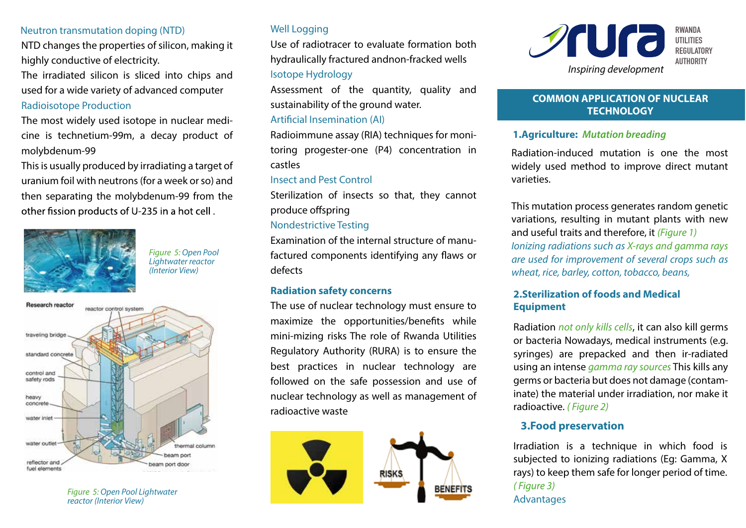### Neutron transmutation doping (NTD)

NTD changes the properties of silicon, making it highly conductive of electricity.

The irradiated silicon is sliced into chips and used for a wide variety of advanced computer

### Radioisotope Production

The most widely used isotope in nuclear medicine is technetium-99m, a decay product of molybdenum-99

This is usually produced by irradiating a target of uranium foil with neutrons (for a week or so) and then separating the molybdenum-99 from the other fission products of U-235 in a hot cell .

*Figure 5: Open Pool Lightwater reactor (Interior View)*

*Figure 5: Open Pool Lightwater reactor (Interior View)*

### Well Logging

Use of radiotracer to evaluate formation both hydraulically fractured andnon-fracked wells

### Isotope Hydrology

Assessment of the quantity, quality and sustainability of the ground water.

### Artificial Insemination (AI)

Radioimmune assay (RIA) techniques for monitoring progester-one (P4) concentration in castles

### Insect and Pest Control

Sterilization of insects so that, they cannot produce offspring

### Nondestrictive Testing

Examination of the internal structure of manufactured components identifying any flaws or defects

### Radiation safety concerns

The use of nuclear technology must ensure to maximize the opportunities/benefits while mini-mizing risks The role of Rwanda Utilities Regulatory Authority (RURA) is to ensure the best practices in nuclear technology are followed on the safe possession and use of nuclear technology as well as management of radioactive waste

RURA — RWANDA UTILITIES REGULATORY AUTHORITY

*Inspiring development*

# COMMON APPLICATION OF NUCLEAR TECHNOLOGY

## 1.Agriculture: *Mutation breading*

Radiation-induced mutation is one the most widely used method to improve direct mutant varieties.

This mutation process generates random genetic variations, resulting in mutant plants with new and useful traits and therefore, it *(Figure 1) Ionizing radiations such as X-rays and gamma rays are used for improvement of several crops such as wheat, rice, barley, cotton, tobacco, beans,*

## 2.Sterilization of foods and Medical Equipment

Radiation *not only kills cells*, it can also kill germs or bacteria Nowadays, medical instruments (e.g. syringes) are prepacked and then ir-radiated using an intense *gamma ray sources* This kills any germs or bacteria but does not damage (contaminate) the material under irradiation, nor make it radioactive. *( Figure 2)*

## 3.Food preservation

Irradiation is a technique in which food is subjected to ionizing radiations (Eg: Gamma, X rays) to keep them safe for longer period of time. *( Figure 3)*

Advantages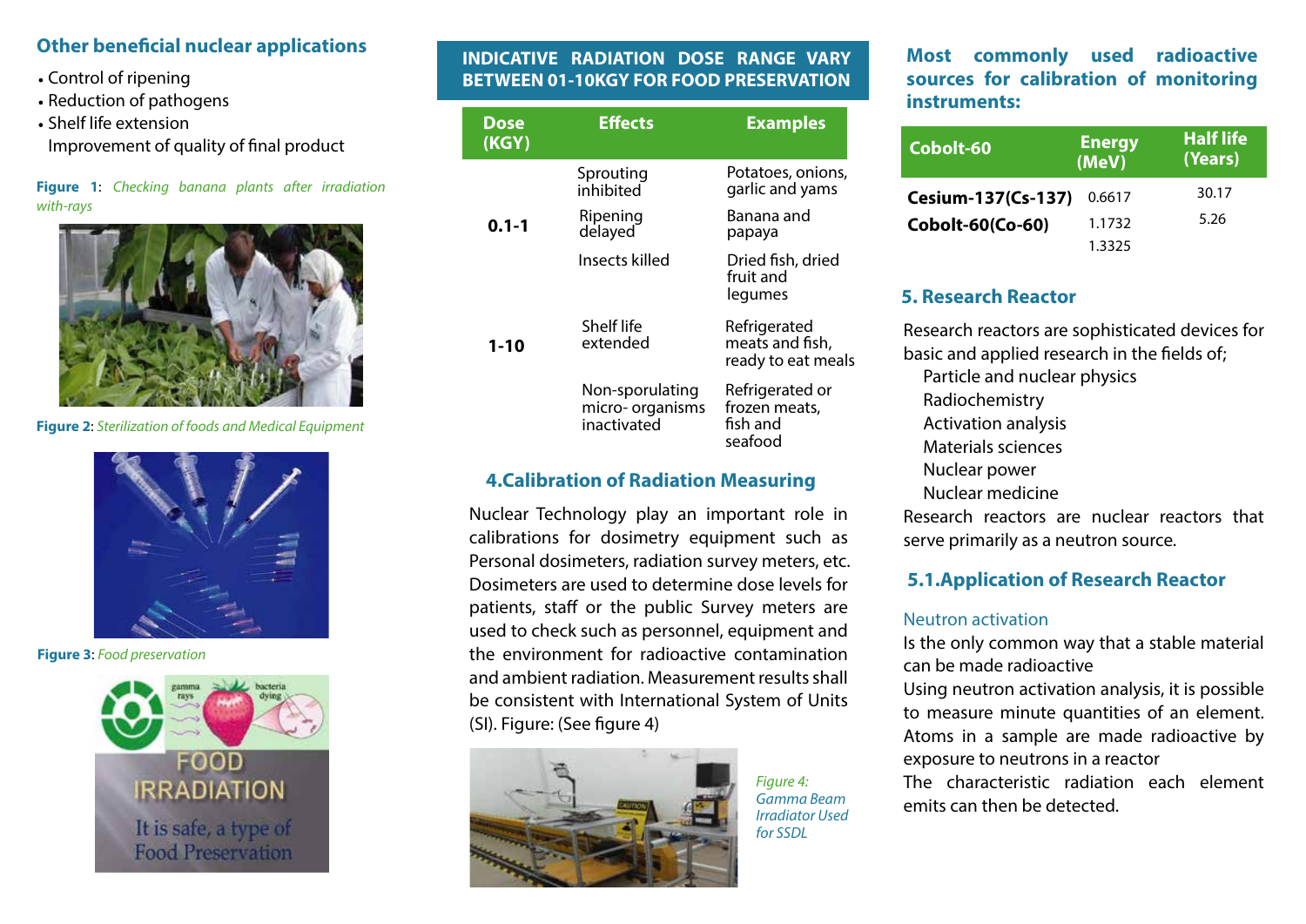## Other beneficial nuclear applications

- Control of ripening
- Reduction of pathogens
- Shelf life extension

Improvement of quality of final product

**Figure 1**: *Checking banana plants after irradiation with-rays*

**Figure 2**: *Sterilization of foods and Medical Equipment*

**Figure 3**: *Food preservation*

gamma rays

bacteria dying

FOOD IRRADIATION

It is safe, a type of Food Preservation

**INDICATIVE RADIATION DOSE RANGE VARY BETWEEN 01-10KGY FOR FOOD PRESERVATION**

| Dose (KGY) | Effects | Examples |
|---|---|---|
| 0.1-1 | Sprouting inhibited | Potatoes, onions, garlic and yams |
| | Ripening delayed | Banana and papaya |
| | Insects killed | Dried fish, dried fruit and legumes |
| 1-10 | Shelf life extended | Refrigerated meats and fish, ready to eat meals |
| | Non-sporulating micro- organisms inactivated | Refrigerated or frozen meats, fish and seafood |

## 4.Calibration of Radiation Measuring

Nuclear Technology play an important role in calibrations for dosimetry equipment such as Personal dosimeters, radiation survey meters, etc. Dosimeters are used to determine dose levels for patients, staff or the public Survey meters are used to check such as personnel, equipment and the environment for radioactive contamination and ambient radiation. Measurement results shall be consistent with International System of Units (SI). Figure: (See figure 4)

*Figure 4: Gamma Beam Irradiator Used for SSDL*

**Most commonly used radioactive sources for calibration of monitoring instruments:**

| Cobolt-60 | Energy (MeV) | Half life (Years) |
|---|---|---|
| **Cesium-137(Cs-137)** | 0.6617 | 30.17 |
| **Cobolt-60(Co-60)** | 1.1732<br>1.3325 | 5.26 |

## 5. Research Reactor

Research reactors are sophisticated devices for basic and applied research in the fields of;

- Particle and nuclear physics
- Radiochemistry
- Activation analysis
- Materials sciences
- Nuclear power
- Nuclear medicine

Research reactors are nuclear reactors that serve primarily as a neutron source.

## 5.1.Application of Research Reactor

### Neutron activation

Is the only common way that a stable material can be made radioactive

Using neutron activation analysis, it is possible to measure minute quantities of an element. Atoms in a sample are made radioactive by exposure to neutrons in a reactor

The characteristic radiation each element emits can then be detected.